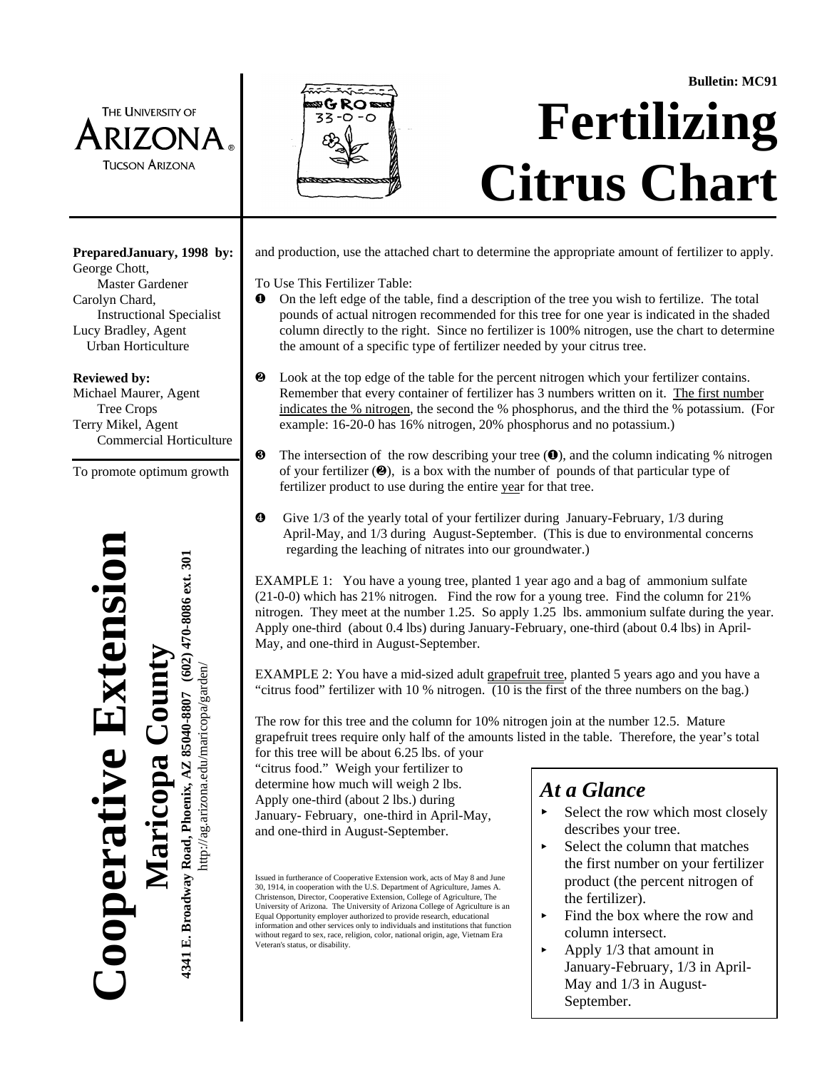**Bulletin: MC91**

# Fertilizing Citrus Chart

THE UNIVERSITY OF ARIZONA®
TUCSON ARIZONA

**PreparedJanuary, 1998 by:**
George Chott,
Master Gardener
Carolyn Chard,
Instructional Specialist
Lucy Bradley, Agent
Urban Horticulture

**Reviewed by:**
Michael Maurer, Agent
Tree Crops
Terry Mikel, Agent
Commercial Horticulture

**Cooperative Extension**
**Maricopa County**
**4341 E. Broadway Road, Phoenix, AZ 85040-8807 (602) 470-8086 ext. 301**
http://ag.arizona.edu/maricopa/garden/

To promote optimum growth and production, use the attached chart to determine the appropriate amount of fertilizer to apply.

To Use This Fertilizer Table:

❶ On the left edge of the table, find a description of the tree you wish to fertilize. The total pounds of actual nitrogen recommended for this tree for one year is indicated in the shaded column directly to the right. Since no fertilizer is 100% nitrogen, use the chart to determine the amount of a specific type of fertilizer needed by your citrus tree.

❷ Look at the top edge of the table for the percent nitrogen which your fertilizer contains. Remember that every container of fertilizer has 3 numbers written on it. The first number indicates the % nitrogen, the second the % phosphorus, and the third the % potassium. (For example: 16-20-0 has 16% nitrogen, 20% phosphorus and no potassium.)

❸ The intersection of the row describing your tree (❶), and the column indicating % nitrogen of your fertilizer (❷), is a box with the number of pounds of that particular type of fertilizer product to use during the entire year for that tree.

❹ Give 1/3 of the yearly total of your fertilizer during January-February, 1/3 during April-May, and 1/3 during August-September. (This is due to environmental concerns regarding the leaching of nitrates into our groundwater.)

EXAMPLE 1: You have a young tree, planted 1 year ago and a bag of ammonium sulfate (21-0-0) which has 21% nitrogen. Find the row for a young tree. Find the column for 21% nitrogen. They meet at the number 1.25. So apply 1.25 lbs. ammonium sulfate during the year. Apply one-third (about 0.4 lbs) during January-February, one-third (about 0.4 lbs) in April-May, and one-third in August-September.

EXAMPLE 2: You have a mid-sized adult grapefruit tree, planted 5 years ago and you have a "citrus food" fertilizer with 10 % nitrogen. (10 is the first of the three numbers on the bag.)

The row for this tree and the column for 10% nitrogen join at the number 12.5. Mature grapefruit trees require only half of the amounts listed in the table. Therefore, the year's total for this tree will be about 6.25 lbs. of your "citrus food." Weigh your fertilizer to determine how much will weigh 2 lbs. Apply one-third (about 2 lbs.) during January- February, one-third in April-May, and one-third in August-September.

## *At a Glance*

- Select the row which most closely describes your tree.
- Select the column that matches the first number on your fertilizer product (the percent nitrogen of the fertilizer).
- Find the box where the row and column intersect.
- Apply 1/3 that amount in January-February, 1/3 in April-May and 1/3 in August-September.

Issued in furtherance of Cooperative Extension work, acts of May 8 and June 30, 1914, in cooperation with the U.S. Department of Agriculture, James A. Christenson, Director, Cooperative Extension, College of Agriculture, The University of Arizona. The University of Arizona College of Agriculture is an Equal Opportunity employer authorized to provide research, educational information and other services only to individuals and institutions that function without regard to sex, race, religion, color, national origin, age, Vietnam Era Veteran's status, or disability.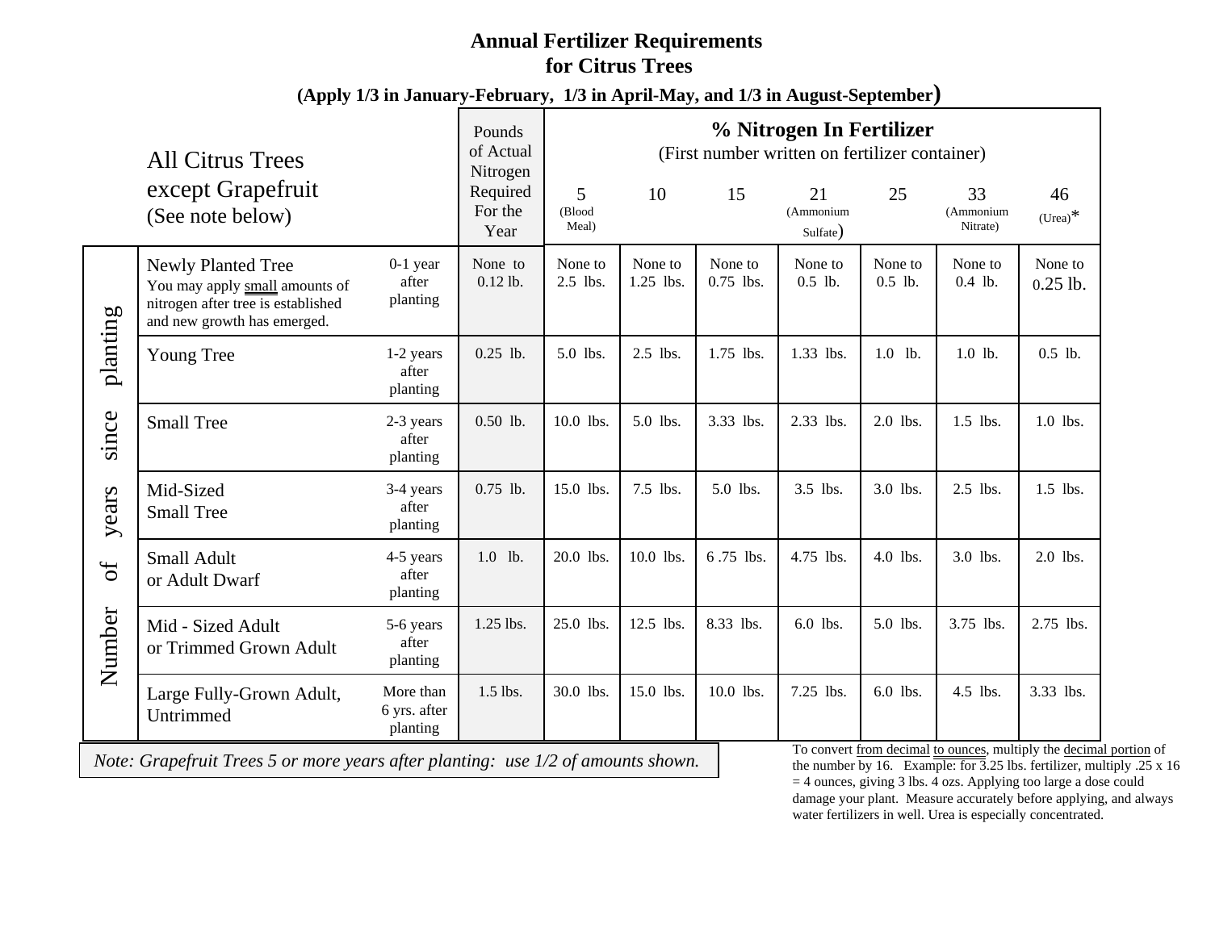# Annual Fertilizer Requirements for Citrus Trees

**(Apply 1/3 in January-February, 1/3 in April-May, and 1/3 in August-September)**

| All Citrus Trees except Grapefruit (See note below) | | Pounds of Actual Nitrogen Required For the Year | % Nitrogen In Fertilizer (First number written on fertilizer container) | | | | | | |
|---|---|---|---|---|---|---|---|---|---|
| | | | 5 (Blood Meal) | 10 | 15 | 21 (Ammonium Sulfate) | 25 | 33 (Ammonium Nitrate) | 46 (Urea)* |
| Newly Planted Tree You may apply small amounts of nitrogen after tree is established and new growth has emerged. | 0-1 year after planting | None to 0.12 lb. | None to 2.5 lbs. | None to 1.25 lbs. | None to 0.75 lbs. | None to 0.5 lb. | None to 0.5 lb. | None to 0.4 lb. | None to 0.25 lb. |
| Young Tree | 1-2 years after planting | 0.25 lb. | 5.0 lbs. | 2.5 lbs. | 1.75 lbs. | 1.33 lbs. | 1.0 lb. | 1.0 lb. | 0.5 lb. |
| Small Tree | 2-3 years after planting | 0.50 lb. | 10.0 lbs. | 5.0 lbs. | 3.33 lbs. | 2.33 lbs. | 2.0 lbs. | 1.5 lbs. | 1.0 lbs. |
| Mid-Sized Small Tree | 3-4 years after planting | 0.75 lb. | 15.0 lbs. | 7.5 lbs. | 5.0 lbs. | 3.5 lbs. | 3.0 lbs. | 2.5 lbs. | 1.5 lbs. |
| Small Adult or Adult Dwarf | 4-5 years after planting | 1.0 lb. | 20.0 lbs. | 10.0 lbs. | 6 .75 lbs. | 4.75 lbs. | 4.0 lbs. | 3.0 lbs. | 2.0 lbs. |
| Mid - Sized Adult or Trimmed Grown Adult | 5-6 years after planting | 1.25 lbs. | 25.0 lbs. | 12.5 lbs. | 8.33 lbs. | 6.0 lbs. | 5.0 lbs. | 3.75 lbs. | 2.75 lbs. |
| Large Fully-Grown Adult, Untrimmed | More than 6 yrs. after planting | 1.5 lbs. | 30.0 lbs. | 15.0 lbs. | 10.0 lbs. | 7.25 lbs. | 6.0 lbs. | 4.5 lbs. | 3.33 lbs. |

Number of years since planting

*Note: Grapefruit Trees 5 or more years after planting: use 1/2 of amounts shown.*

To convert from decimal to ounces, multiply the decimal portion of the number by 16. Example: for 3.25 lbs. fertilizer, multiply .25 x 16 = 4 ounces, giving 3 lbs. 4 ozs. Applying too large a dose could damage your plant. Measure accurately before applying, and always water fertilizers in well. Urea is especially concentrated.